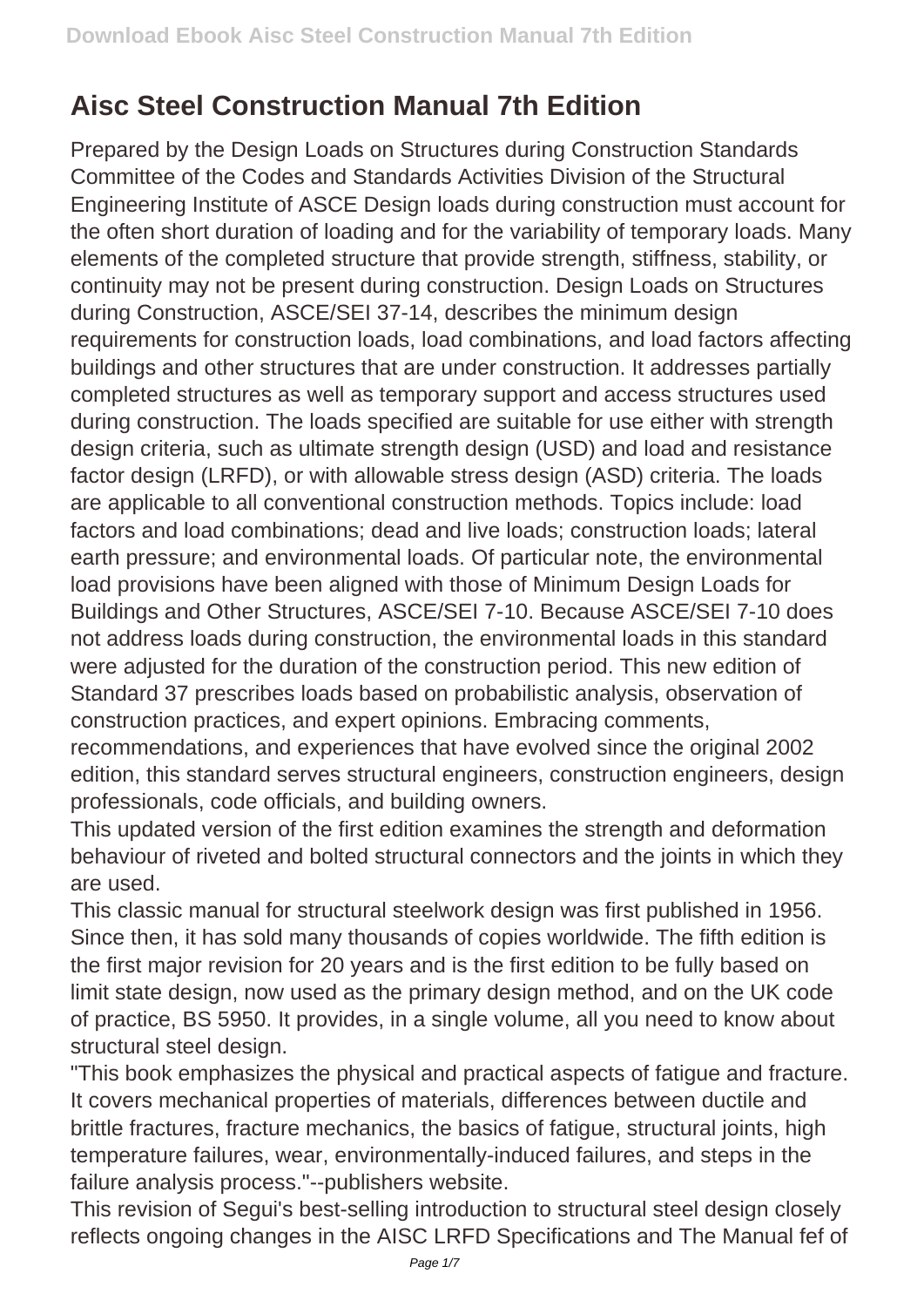# Aisc Steel Construction Manual 7th Edition

Prepared by the Design Loads on Structures during Construction Standards Committee of the Codes and Standards Activities Division of the Structural Engineering Institute of ASCE Design loads during construction must account for the often short duration of loading and for the variability of temporary loads. Many elements of the completed structure that provide strength, stiffness, stability, or continuity may not be present during construction. Design Loads on Structures during Construction, ASCE/SEI 37-14, describes the minimum design requirements for construction loads, load combinations, and load factors affecting buildings and other structures that are under construction. It addresses partially completed structures as well as temporary support and access structures used during construction. The loads specified are suitable for use either with strength design criteria, such as ultimate strength design (USD) and load and resistance factor design (LRFD), or with allowable stress design (ASD) criteria. The loads are applicable to all conventional construction methods. Topics include: load factors and load combinations; dead and live loads; construction loads; lateral earth pressure; and environmental loads. Of particular note, the environmental load provisions have been aligned with those of Minimum Design Loads for Buildings and Other Structures, ASCE/SEI 7-10. Because ASCE/SEI 7-10 does not address loads during construction, the environmental loads in this standard were adjusted for the duration of the construction period. This new edition of Standard 37 prescribes loads based on probabilistic analysis, observation of construction practices, and expert opinions. Embracing comments, recommendations, and experiences that have evolved since the original 2002 edition, this standard serves structural engineers, construction engineers, design professionals, code officials, and building owners.

This updated version of the first edition examines the strength and deformation behaviour of riveted and bolted structural connectors and the joints in which they are used.

This classic manual for structural steelwork design was first published in 1956. Since then, it has sold many thousands of copies worldwide. The fifth edition is the first major revision for 20 years and is the first edition to be fully based on limit state design, now used as the primary design method, and on the UK code of practice, BS 5950. It provides, in a single volume, all you need to know about structural steel design.

"This book emphasizes the physical and practical aspects of fatigue and fracture. It covers mechanical properties of materials, differences between ductile and brittle fractures, fracture mechanics, the basics of fatigue, structural joints, high temperature failures, wear, environmentally-induced failures, and steps in the failure analysis process."--publishers website.

This revision of Segui's best-selling introduction to structural steel design closely reflects ongoing changes in the AISC LRFD Specifications and The Manual fef of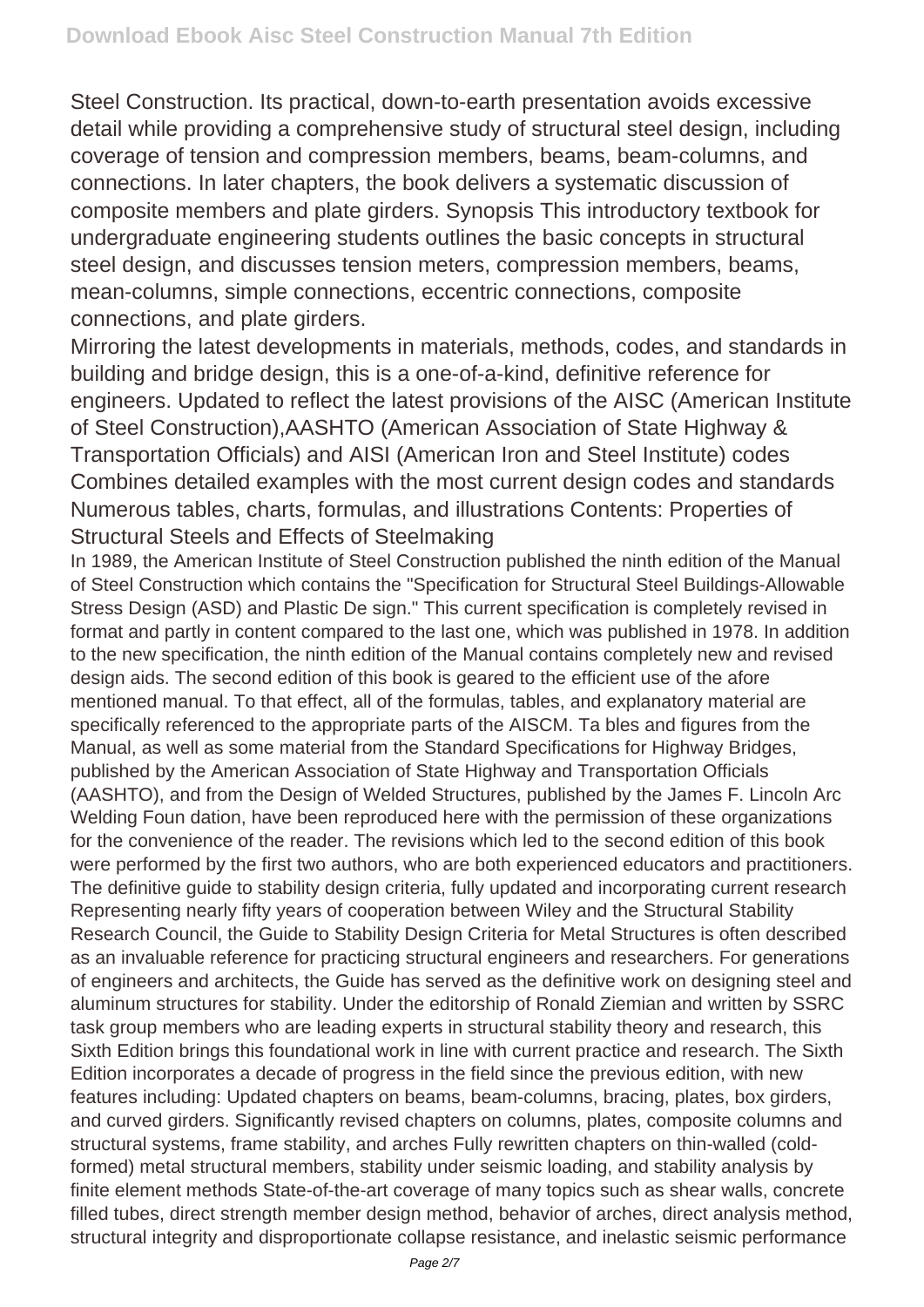Steel Construction. Its practical, down-to-earth presentation avoids excessive detail while providing a comprehensive study of structural steel design, including coverage of tension and compression members, beams, beam-columns, and connections. In later chapters, the book delivers a systematic discussion of composite members and plate girders. Synopsis This introductory textbook for undergraduate engineering students outlines the basic concepts in structural steel design, and discusses tension meters, compression members, beams, mean-columns, simple connections, eccentric connections, composite connections, and plate girders.

Mirroring the latest developments in materials, methods, codes, and standards in building and bridge design, this is a one-of-a-kind, definitive reference for engineers. Updated to reflect the latest provisions of the AISC (American Institute of Steel Construction),AASHTO (American Association of State Highway & Transportation Officials) and AISI (American Iron and Steel Institute) codes Combines detailed examples with the most current design codes and standards Numerous tables, charts, formulas, and illustrations Contents: Properties of Structural Steels and Effects of Steelmaking

In 1989, the American Institute of Steel Construction published the ninth edition of the Manual of Steel Construction which contains the "Specification for Structural Steel Buildings-Allowable Stress Design (ASD) and Plastic De sign." This current specification is completely revised in format and partly in content compared to the last one, which was published in 1978. In addition to the new specification, the ninth edition of the Manual contains completely new and revised design aids. The second edition of this book is geared to the efficient use of the afore mentioned manual. To that effect, all of the formulas, tables, and explanatory material are specifically referenced to the appropriate parts of the AISCM. Ta bles and figures from the Manual, as well as some material from the Standard Specifications for Highway Bridges, published by the American Association of State Highway and Transportation Officials (AASHTO), and from the Design of Welded Structures, published by the James F. Lincoln Arc Welding Foun dation, have been reproduced here with the permission of these organizations for the convenience of the reader. The revisions which led to the second edition of this book were performed by the first two authors, who are both experienced educators and practitioners. The definitive guide to stability design criteria, fully updated and incorporating current research Representing nearly fifty years of cooperation between Wiley and the Structural Stability Research Council, the Guide to Stability Design Criteria for Metal Structures is often described as an invaluable reference for practicing structural engineers and researchers. For generations of engineers and architects, the Guide has served as the definitive work on designing steel and aluminum structures for stability. Under the editorship of Ronald Ziemian and written by SSRC task group members who are leading experts in structural stability theory and research, this Sixth Edition brings this foundational work in line with current practice and research. The Sixth Edition incorporates a decade of progress in the field since the previous edition, with new features including: Updated chapters on beams, beam-columns, bracing, plates, box girders, and curved girders. Significantly revised chapters on columns, plates, composite columns and structural systems, frame stability, and arches Fully rewritten chapters on thin-walled (cold-formed) metal structural members, stability under seismic loading, and stability analysis by finite element methods State-of-the-art coverage of many topics such as shear walls, concrete filled tubes, direct strength member design method, behavior of arches, direct analysis method, structural integrity and disproportionate collapse resistance, and inelastic seismic performance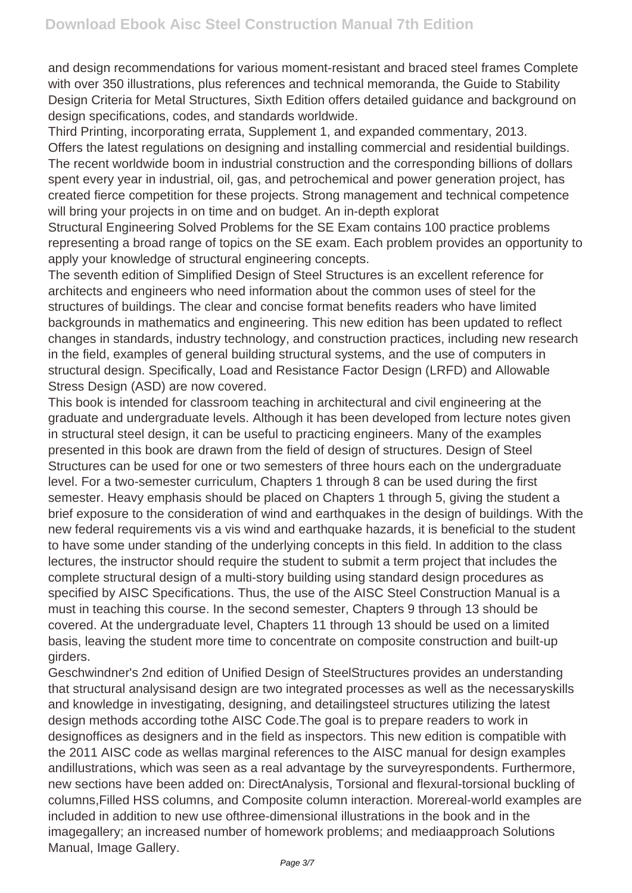and design recommendations for various moment-resistant and braced steel frames Complete with over 350 illustrations, plus references and technical memoranda, the Guide to Stability Design Criteria for Metal Structures, Sixth Edition offers detailed guidance and background on design specifications, codes, and standards worldwide.

Third Printing, incorporating errata, Supplement 1, and expanded commentary, 2013.

Offers the latest regulations on designing and installing commercial and residential buildings.

The recent worldwide boom in industrial construction and the corresponding billions of dollars spent every year in industrial, oil, gas, and petrochemical and power generation project, has created fierce competition for these projects. Strong management and technical competence will bring your projects in on time and on budget. An in-depth explorat

Structural Engineering Solved Problems for the SE Exam contains 100 practice problems representing a broad range of topics on the SE exam. Each problem provides an opportunity to apply your knowledge of structural engineering concepts.

The seventh edition of Simplified Design of Steel Structures is an excellent reference for architects and engineers who need information about the common uses of steel for the structures of buildings. The clear and concise format benefits readers who have limited backgrounds in mathematics and engineering. This new edition has been updated to reflect changes in standards, industry technology, and construction practices, including new research in the field, examples of general building structural systems, and the use of computers in structural design. Specifically, Load and Resistance Factor Design (LRFD) and Allowable Stress Design (ASD) are now covered.

This book is intended for classroom teaching in architectural and civil engineering at the graduate and undergraduate levels. Although it has been developed from lecture notes given in structural steel design, it can be useful to practicing engineers. Many of the examples presented in this book are drawn from the field of design of structures. Design of Steel Structures can be used for one or two semesters of three hours each on the undergraduate level. For a two-semester curriculum, Chapters 1 through 8 can be used during the first semester. Heavy emphasis should be placed on Chapters 1 through 5, giving the student a brief exposure to the consideration of wind and earthquakes in the design of buildings. With the new federal requirements vis a vis wind and earthquake hazards, it is beneficial to the student to have some under standing of the underlying concepts in this field. In addition to the class lectures, the instructor should require the student to submit a term project that includes the complete structural design of a multi-story building using standard design procedures as specified by AISC Specifications. Thus, the use of the AISC Steel Construction Manual is a must in teaching this course. In the second semester, Chapters 9 through 13 should be covered. At the undergraduate level, Chapters 11 through 13 should be used on a limited basis, leaving the student more time to concentrate on composite construction and built-up girders.

Geschwindner's 2nd edition of Unified Design of SteelStructures provides an understanding that structural analysisand design are two integrated processes as well as the necessaryskills and knowledge in investigating, designing, and detailingsteel structures utilizing the latest design methods according tothe AISC Code.The goal is to prepare readers to work in designoffices as designers and in the field as inspectors. This new edition is compatible with the 2011 AISC code as wellas marginal references to the AISC manual for design examples andillustrations, which was seen as a real advantage by the surveyrespondents. Furthermore, new sections have been added on: DirectAnalysis, Torsional and flexural-torsional buckling of columns,Filled HSS columns, and Composite column interaction. Morereal-world examples are included in addition to new use ofthree-dimensional illustrations in the book and in the imagegallery; an increased number of homework problems; and mediaapproach Solutions Manual, Image Gallery.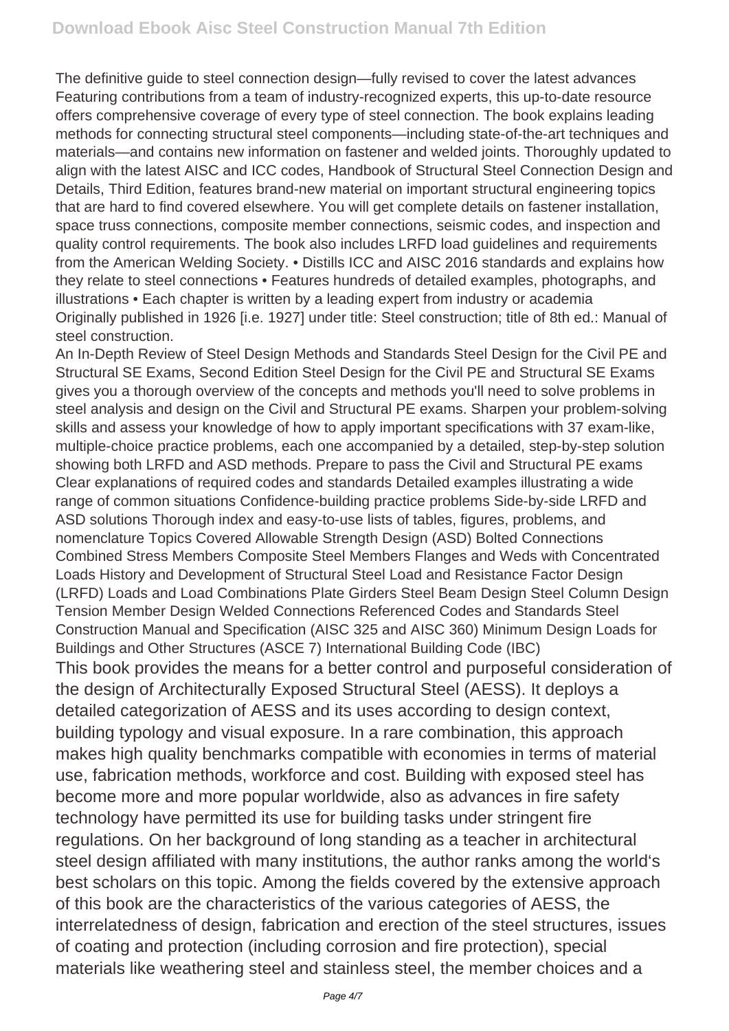The definitive guide to steel connection design—fully revised to cover the latest advances Featuring contributions from a team of industry-recognized experts, this up-to-date resource offers comprehensive coverage of every type of steel connection. The book explains leading methods for connecting structural steel components—including state-of-the-art techniques and materials—and contains new information on fastener and welded joints. Thoroughly updated to align with the latest AISC and ICC codes, Handbook of Structural Steel Connection Design and Details, Third Edition, features brand-new material on important structural engineering topics that are hard to find covered elsewhere. You will get complete details on fastener installation, space truss connections, composite member connections, seismic codes, and inspection and quality control requirements. The book also includes LRFD load guidelines and requirements from the American Welding Society. • Distills ICC and AISC 2016 standards and explains how they relate to steel connections • Features hundreds of detailed examples, photographs, and illustrations • Each chapter is written by a leading expert from industry or academia Originally published in 1926 [i.e. 1927] under title: Steel construction; title of 8th ed.: Manual of steel construction.

An In-Depth Review of Steel Design Methods and Standards Steel Design for the Civil PE and Structural SE Exams, Second Edition Steel Design for the Civil PE and Structural SE Exams gives you a thorough overview of the concepts and methods you'll need to solve problems in steel analysis and design on the Civil and Structural PE exams. Sharpen your problem-solving skills and assess your knowledge of how to apply important specifications with 37 exam-like, multiple-choice practice problems, each one accompanied by a detailed, step-by-step solution showing both LRFD and ASD methods. Prepare to pass the Civil and Structural PE exams Clear explanations of required codes and standards Detailed examples illustrating a wide range of common situations Confidence-building practice problems Side-by-side LRFD and ASD solutions Thorough index and easy-to-use lists of tables, figures, problems, and nomenclature Topics Covered Allowable Strength Design (ASD) Bolted Connections Combined Stress Members Composite Steel Members Flanges and Weds with Concentrated Loads History and Development of Structural Steel Load and Resistance Factor Design (LRFD) Loads and Load Combinations Plate Girders Steel Beam Design Steel Column Design Tension Member Design Welded Connections Referenced Codes and Standards Steel Construction Manual and Specification (AISC 325 and AISC 360) Minimum Design Loads for Buildings and Other Structures (ASCE 7) International Building Code (IBC)

This book provides the means for a better control and purposeful consideration of the design of Architecturally Exposed Structural Steel (AESS). It deploys a detailed categorization of AESS and its uses according to design context, building typology and visual exposure. In a rare combination, this approach makes high quality benchmarks compatible with economies in terms of material use, fabrication methods, workforce and cost. Building with exposed steel has become more and more popular worldwide, also as advances in fire safety technology have permitted its use for building tasks under stringent fire regulations. On her background of long standing as a teacher in architectural steel design affiliated with many institutions, the author ranks among the world's best scholars on this topic. Among the fields covered by the extensive approach of this book are the characteristics of the various categories of AESS, the interrelatedness of design, fabrication and erection of the steel structures, issues of coating and protection (including corrosion and fire protection), special materials like weathering steel and stainless steel, the member choices and a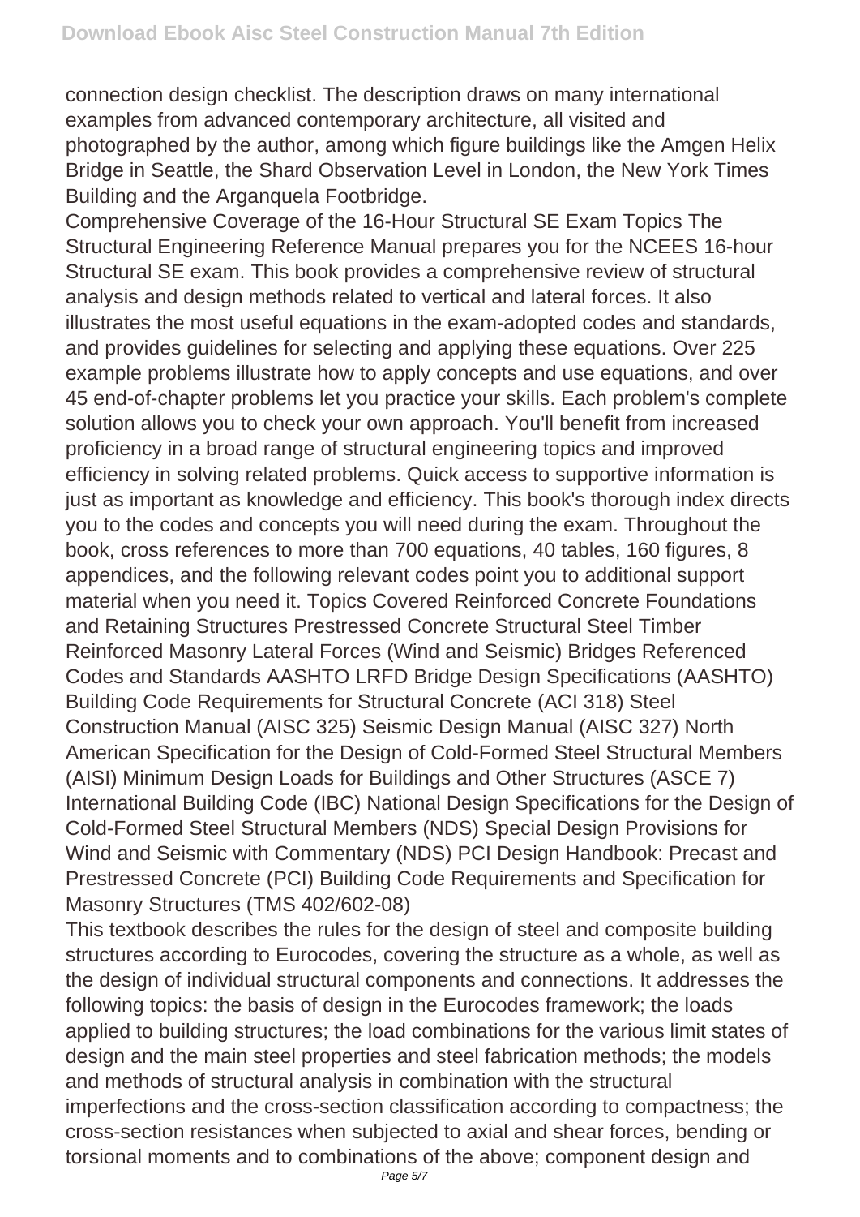connection design checklist. The description draws on many international examples from advanced contemporary architecture, all visited and photographed by the author, among which figure buildings like the Amgen Helix Bridge in Seattle, the Shard Observation Level in London, the New York Times Building and the Arganquela Footbridge.

Comprehensive Coverage of the 16-Hour Structural SE Exam Topics The Structural Engineering Reference Manual prepares you for the NCEES 16-hour Structural SE exam. This book provides a comprehensive review of structural analysis and design methods related to vertical and lateral forces. It also illustrates the most useful equations in the exam-adopted codes and standards, and provides guidelines for selecting and applying these equations. Over 225 example problems illustrate how to apply concepts and use equations, and over 45 end-of-chapter problems let you practice your skills. Each problem's complete solution allows you to check your own approach. You'll benefit from increased proficiency in a broad range of structural engineering topics and improved efficiency in solving related problems. Quick access to supportive information is just as important as knowledge and efficiency. This book's thorough index directs you to the codes and concepts you will need during the exam. Throughout the book, cross references to more than 700 equations, 40 tables, 160 figures, 8 appendices, and the following relevant codes point you to additional support material when you need it. Topics Covered Reinforced Concrete Foundations and Retaining Structures Prestressed Concrete Structural Steel Timber Reinforced Masonry Lateral Forces (Wind and Seismic) Bridges Referenced Codes and Standards AASHTO LRFD Bridge Design Specifications (AASHTO) Building Code Requirements for Structural Concrete (ACI 318) Steel Construction Manual (AISC 325) Seismic Design Manual (AISC 327) North American Specification for the Design of Cold-Formed Steel Structural Members (AISI) Minimum Design Loads for Buildings and Other Structures (ASCE 7) International Building Code (IBC) National Design Specifications for the Design of Cold-Formed Steel Structural Members (NDS) Special Design Provisions for Wind and Seismic with Commentary (NDS) PCI Design Handbook: Precast and Prestressed Concrete (PCI) Building Code Requirements and Specification for Masonry Structures (TMS 402/602-08)

This textbook describes the rules for the design of steel and composite building structures according to Eurocodes, covering the structure as a whole, as well as the design of individual structural components and connections. It addresses the following topics: the basis of design in the Eurocodes framework; the loads applied to building structures; the load combinations for the various limit states of design and the main steel properties and steel fabrication methods; the models and methods of structural analysis in combination with the structural imperfections and the cross-section classification according to compactness; the cross-section resistances when subjected to axial and shear forces, bending or torsional moments and to combinations of the above; component design and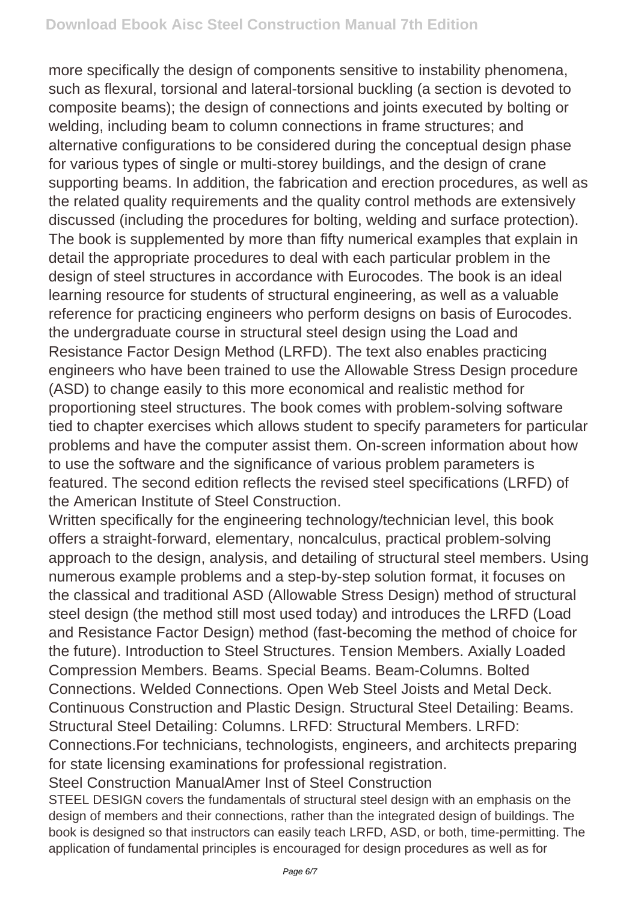more specifically the design of components sensitive to instability phenomena, such as flexural, torsional and lateral-torsional buckling (a section is devoted to composite beams); the design of connections and joints executed by bolting or welding, including beam to column connections in frame structures; and alternative configurations to be considered during the conceptual design phase for various types of single or multi-storey buildings, and the design of crane supporting beams. In addition, the fabrication and erection procedures, as well as the related quality requirements and the quality control methods are extensively discussed (including the procedures for bolting, welding and surface protection). The book is supplemented by more than fifty numerical examples that explain in detail the appropriate procedures to deal with each particular problem in the design of steel structures in accordance with Eurocodes. The book is an ideal learning resource for students of structural engineering, as well as a valuable reference for practicing engineers who perform designs on basis of Eurocodes. the undergraduate course in structural steel design using the Load and Resistance Factor Design Method (LRFD). The text also enables practicing engineers who have been trained to use the Allowable Stress Design procedure (ASD) to change easily to this more economical and realistic method for proportioning steel structures. The book comes with problem-solving software tied to chapter exercises which allows student to specify parameters for particular problems and have the computer assist them. On-screen information about how to use the software and the significance of various problem parameters is featured. The second edition reflects the revised steel specifications (LRFD) of the American Institute of Steel Construction.

Written specifically for the engineering technology/technician level, this book offers a straight-forward, elementary, noncalculus, practical problem-solving approach to the design, analysis, and detailing of structural steel members. Using numerous example problems and a step-by-step solution format, it focuses on the classical and traditional ASD (Allowable Stress Design) method of structural steel design (the method still most used today) and introduces the LRFD (Load and Resistance Factor Design) method (fast-becoming the method of choice for the future). Introduction to Steel Structures. Tension Members. Axially Loaded Compression Members. Beams. Special Beams. Beam-Columns. Bolted Connections. Welded Connections. Open Web Steel Joists and Metal Deck. Continuous Construction and Plastic Design. Structural Steel Detailing: Beams. Structural Steel Detailing: Columns. LRFD: Structural Members. LRFD: Connections.For technicians, technologists, engineers, and architects preparing for state licensing examinations for professional registration.

Steel Construction ManualAmer Inst of Steel Construction

STEEL DESIGN covers the fundamentals of structural steel design with an emphasis on the design of members and their connections, rather than the integrated design of buildings. The book is designed so that instructors can easily teach LRFD, ASD, or both, time-permitting. The application of fundamental principles is encouraged for design procedures as well as for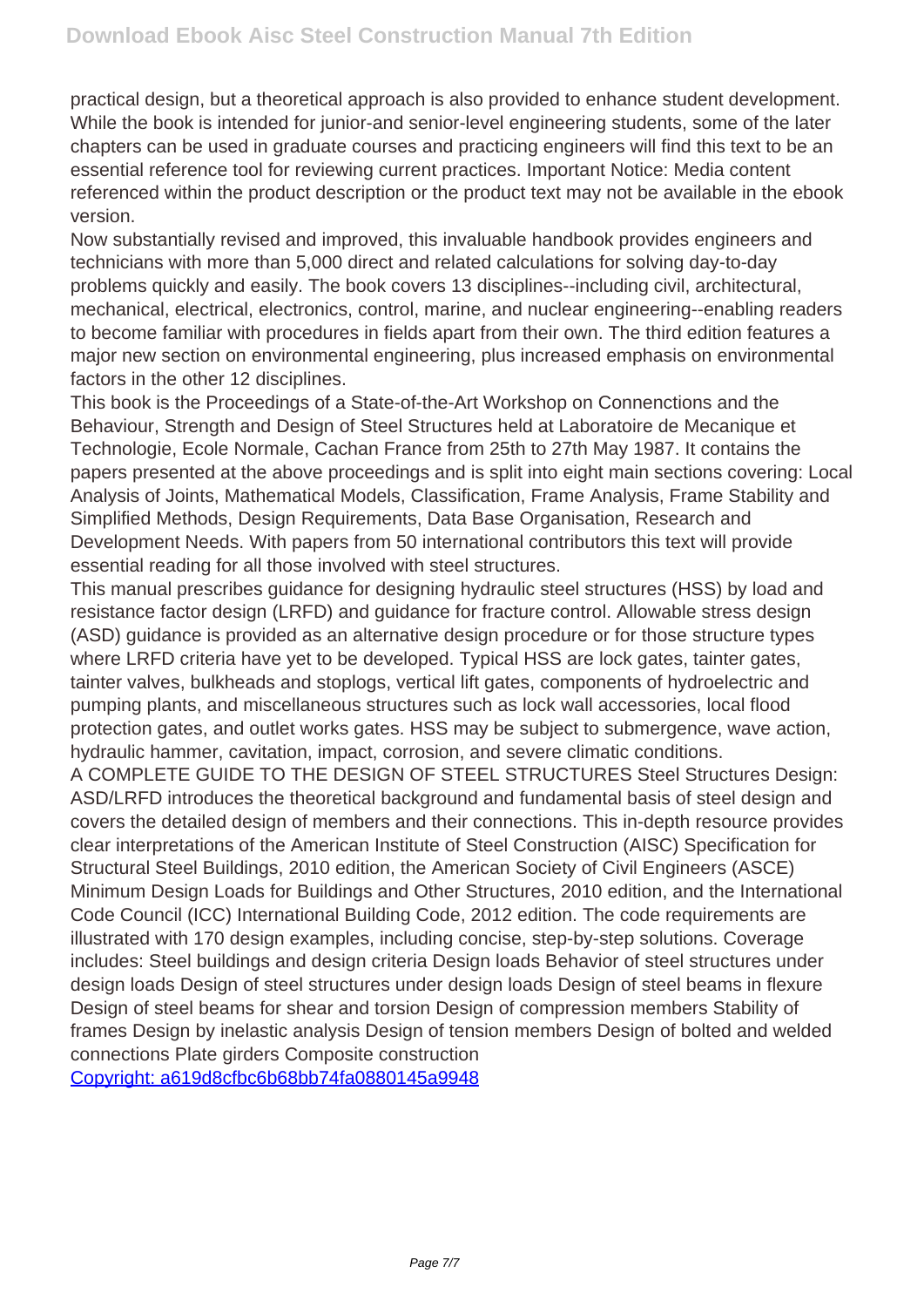practical design, but a theoretical approach is also provided to enhance student development. While the book is intended for junior-and senior-level engineering students, some of the later chapters can be used in graduate courses and practicing engineers will find this text to be an essential reference tool for reviewing current practices. Important Notice: Media content referenced within the product description or the product text may not be available in the ebook version.

Now substantially revised and improved, this invaluable handbook provides engineers and technicians with more than 5,000 direct and related calculations for solving day-to-day problems quickly and easily. The book covers 13 disciplines--including civil, architectural, mechanical, electrical, electronics, control, marine, and nuclear engineering--enabling readers to become familiar with procedures in fields apart from their own. The third edition features a major new section on environmental engineering, plus increased emphasis on environmental factors in the other 12 disciplines.

This book is the Proceedings of a State-of-the-Art Workshop on Connenctions and the Behaviour, Strength and Design of Steel Structures held at Laboratoire de Mecanique et Technologie, Ecole Normale, Cachan France from 25th to 27th May 1987. It contains the papers presented at the above proceedings and is split into eight main sections covering: Local Analysis of Joints, Mathematical Models, Classification, Frame Analysis, Frame Stability and Simplified Methods, Design Requirements, Data Base Organisation, Research and Development Needs. With papers from 50 international contributors this text will provide essential reading for all those involved with steel structures.

This manual prescribes guidance for designing hydraulic steel structures (HSS) by load and resistance factor design (LRFD) and guidance for fracture control. Allowable stress design (ASD) guidance is provided as an alternative design procedure or for those structure types where LRFD criteria have yet to be developed. Typical HSS are lock gates, tainter gates, tainter valves, bulkheads and stoplogs, vertical lift gates, components of hydroelectric and pumping plants, and miscellaneous structures such as lock wall accessories, local flood protection gates, and outlet works gates. HSS may be subject to submergence, wave action, hydraulic hammer, cavitation, impact, corrosion, and severe climatic conditions.

A COMPLETE GUIDE TO THE DESIGN OF STEEL STRUCTURES Steel Structures Design: ASD/LRFD introduces the theoretical background and fundamental basis of steel design and covers the detailed design of members and their connections. This in-depth resource provides clear interpretations of the American Institute of Steel Construction (AISC) Specification for Structural Steel Buildings, 2010 edition, the American Society of Civil Engineers (ASCE) Minimum Design Loads for Buildings and Other Structures, 2010 edition, and the International Code Council (ICC) International Building Code, 2012 edition. The code requirements are illustrated with 170 design examples, including concise, step-by-step solutions. Coverage includes: Steel buildings and design criteria Design loads Behavior of steel structures under design loads Design of steel structures under design loads Design of steel beams in flexure Design of steel beams for shear and torsion Design of compression members Stability of frames Design by inelastic analysis Design of tension members Design of bolted and welded connections Plate girders Composite construction

Copyright: a619d8cfbc6b68bb74fa0880145a9948